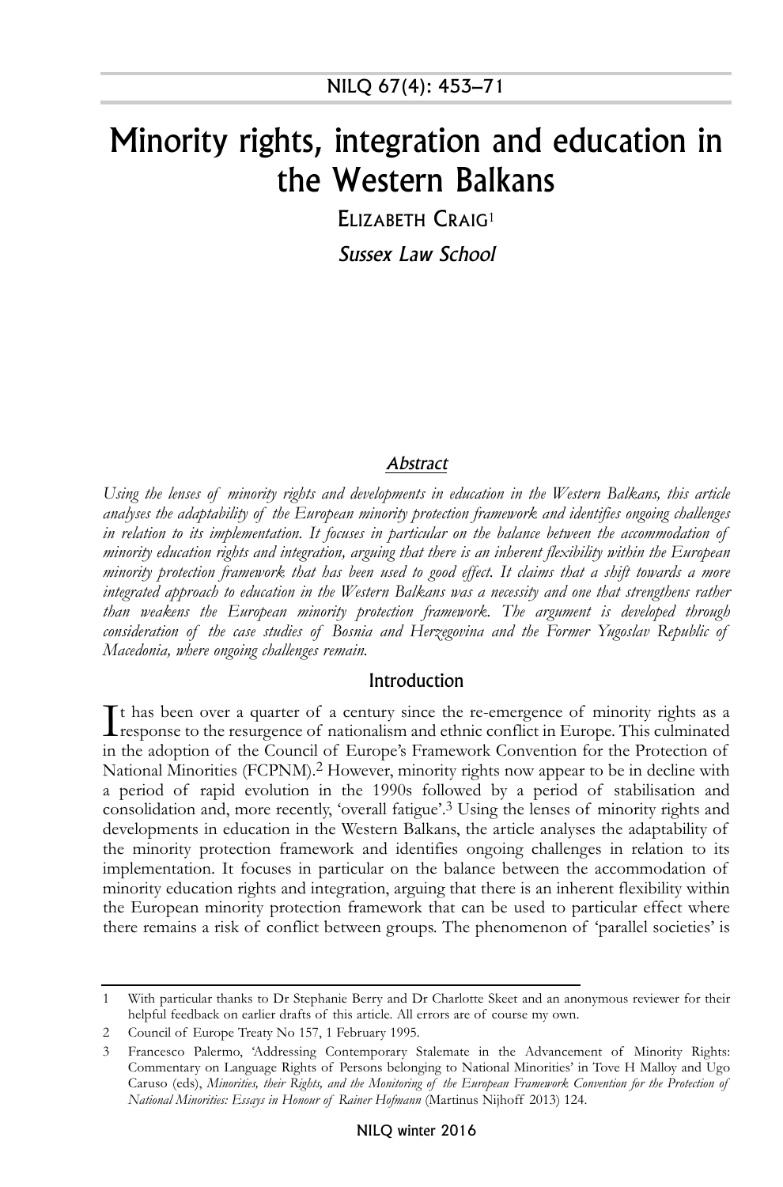# Minority rights, integration and education in the Western Balkans

ELIZABETH CRAIG[1]

*Sussex Law School*

## *Abstract*

*Using the lenses of minority rights and developments in education in the Western Balkans, this article analyses the adaptability of the European minority protection framework and identifies ongoing challenges in relation to its implementation. It focuses in particular on the balance between the accommodation of minority education rights and integration, arguing that there is an inherent flexibility within the European minority protection framework that has been used to good effect. It claims that a shift towards a more integrated approach to education in the Western Balkans was a necessity and one that strengthens rather than weakens the European minority protection framework. The argument is developed through consideration of the case studies of Bosnia and Herzegovina and the Former Yugoslav Republic of Macedonia, where ongoing challenges remain.*

## Introduction

It has been over a quarter of a century since the re-emergence of minority rights as a response to the resurgence of nationalism and ethnic conflict in Europe. This culminated in the adoption of the Council of Europe's Framework Convention for the Protection of National Minorities (FCPNM).[2] However, minority rights now appear to be in decline with a period of rapid evolution in the 1990s followed by a period of stabilisation and consolidation and, more recently, 'overall fatigue'.[3] Using the lenses of minority rights and developments in education in the Western Balkans, the article analyses the adaptability of the minority protection framework and identifies ongoing challenges in relation to its implementation. It focuses in particular on the balance between the accommodation of minority education rights and integration, arguing that there is an inherent flexibility within the European minority protection framework that can be used to particular effect where there remains a risk of conflict between groups. The phenomenon of 'parallel societies' is

---

1 With particular thanks to Dr Stephanie Berry and Dr Charlotte Skeet and an anonymous reviewer for their helpful feedback on earlier drafts of this article. All errors are of course my own.

2 Council of Europe Treaty No 157, 1 February 1995.

3 Francesco Palermo, 'Addressing Contemporary Stalemate in the Advancement of Minority Rights: Commentary on Language Rights of Persons belonging to National Minorities' in Tove H Malloy and Ugo Caruso (eds), *Minorities, their Rights, and the Monitoring of the European Framework Convention for the Protection of National Minorities: Essays in Honour of Rainer Hofmann* (Martinus Nijhoff 2013) 124.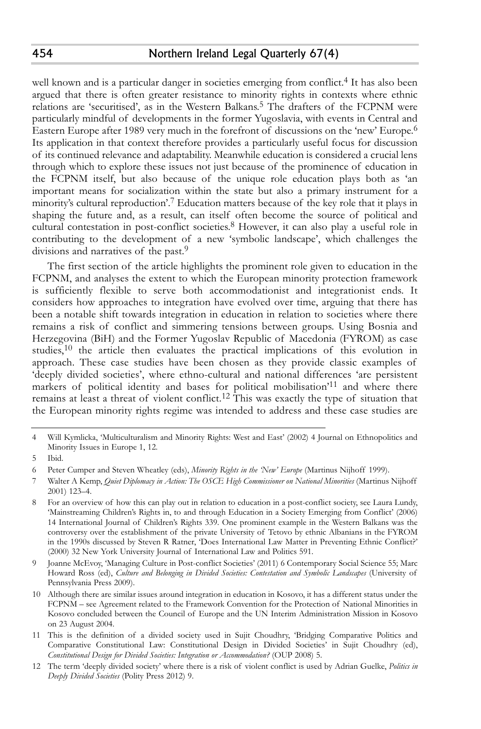well known and is a particular danger in societies emerging from conflict.[4] It has also been argued that there is often greater resistance to minority rights in contexts where ethnic relations are 'securitised', as in the Western Balkans.[5] The drafters of the FCPNM were particularly mindful of developments in the former Yugoslavia, with events in Central and Eastern Europe after 1989 very much in the forefront of discussions on the 'new' Europe.[6] Its application in that context therefore provides a particularly useful focus for discussion of its continued relevance and adaptability. Meanwhile education is considered a crucial lens through which to explore these issues not just because of the prominence of education in the FCPNM itself, but also because of the unique role education plays both as 'an important means for socialization within the state but also a primary instrument for a minority's cultural reproduction'.[7] Education matters because of the key role that it plays in shaping the future and, as a result, can itself often become the source of political and cultural contestation in post-conflict societies.[8] However, it can also play a useful role in contributing to the development of a new 'symbolic landscape', which challenges the divisions and narratives of the past.[9]

The first section of the article highlights the prominent role given to education in the FCPNM, and analyses the extent to which the European minority protection framework is sufficiently flexible to serve both accommodationist and integrationist ends. It considers how approaches to integration have evolved over time, arguing that there has been a notable shift towards integration in education in relation to societies where there remains a risk of conflict and simmering tensions between groups. Using Bosnia and Herzegovina (BiH) and the Former Yugoslav Republic of Macedonia (FYROM) as case studies,[10] the article then evaluates the practical implications of this evolution in approach. These case studies have been chosen as they provide classic examples of 'deeply divided societies', where ethno-cultural and national differences 'are persistent markers of political identity and bases for political mobilisation'[11] and where there remains at least a threat of violent conflict.[12] This was exactly the type of situation that the European minority rights regime was intended to address and these case studies are

---

4 Will Kymlicka, 'Multiculturalism and Minority Rights: West and East' (2002) 4 Journal on Ethnopolitics and Minority Issues in Europe 1, 12.

5 Ibid.

6 Peter Cumper and Steven Wheatley (eds), *Minority Rights in the 'New' Europe* (Martinus Nijhoff 1999).

7 Walter A Kemp, *Quiet Diplomacy in Action: The OSCE High Commissioner on National Minorities* (Martinus Nijhoff 2001) 123–4.

8 For an overview of how this can play out in relation to education in a post-conflict society, see Laura Lundy, 'Mainstreaming Children's Rights in, to and through Education in a Society Emerging from Conflict' (2006) 14 International Journal of Children's Rights 339. One prominent example in the Western Balkans was the controversy over the establishment of the private University of Tetovo by ethnic Albanians in the FYROM in the 1990s discussed by Steven R Ratner, 'Does International Law Matter in Preventing Ethnic Conflict?' (2000) 32 New York University Journal of International Law and Politics 591.

9 Joanne McEvoy, 'Managing Culture in Post-conflict Societies' (2011) 6 Contemporary Social Science 55; Marc Howard Ross (ed), *Culture and Belonging in Divided Societies: Contestation and Symbolic Landscapes* (University of Pennsylvania Press 2009).

10 Although there are similar issues around integration in education in Kosovo, it has a different status under the FCPNM – see Agreement related to the Framework Convention for the Protection of National Minorities in Kosovo concluded between the Council of Europe and the UN Interim Administration Mission in Kosovo on 23 August 2004.

11 This is the definition of a divided society used in Sujit Choudhry, 'Bridging Comparative Politics and Comparative Constitutional Law: Constitutional Design in Divided Societies' in Sujit Choudhry (ed), *Constitutional Design for Divided Societies: Integration or Accommodation?* (OUP 2008) 5.

12 The term 'deeply divided society' where there is a risk of violent conflict is used by Adrian Guelke, *Politics in Deeply Divided Societies* (Polity Press 2012) 9.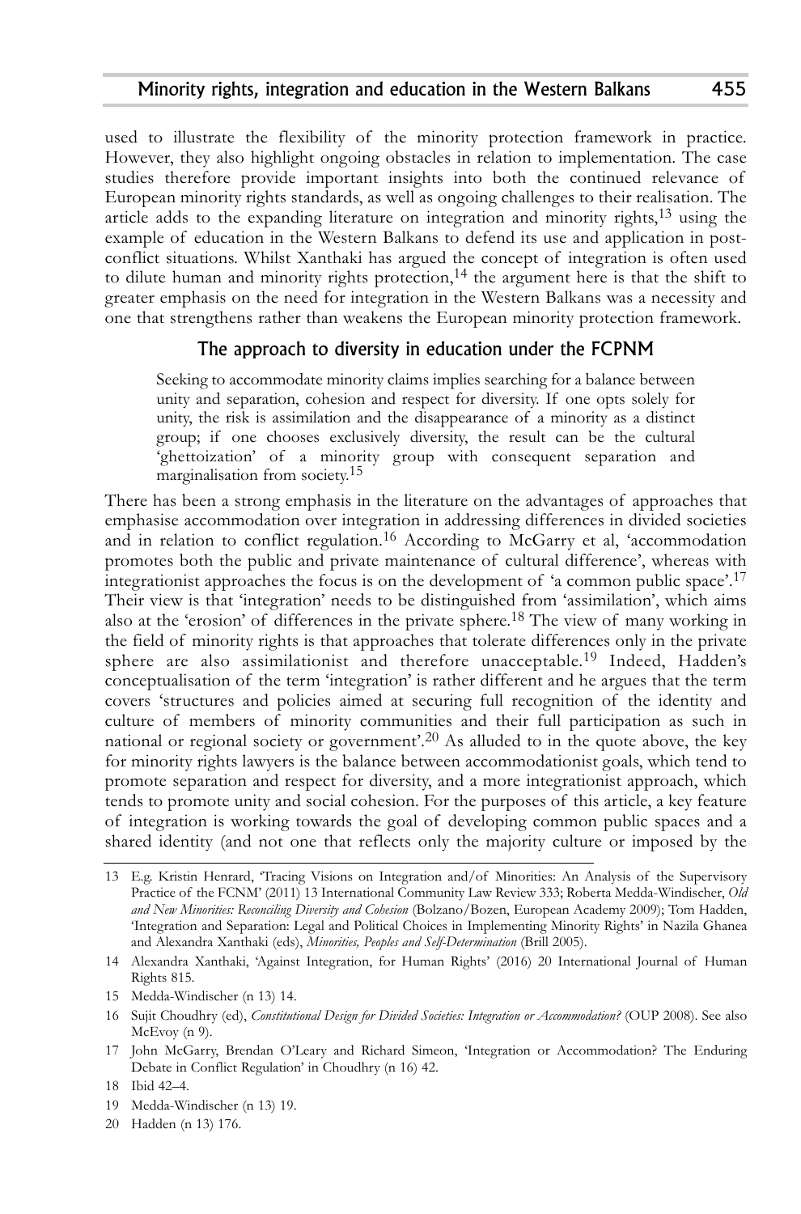used to illustrate the flexibility of the minority protection framework in practice. However, they also highlight ongoing obstacles in relation to implementation. The case studies therefore provide important insights into both the continued relevance of European minority rights standards, as well as ongoing challenges to their realisation. The article adds to the expanding literature on integration and minority rights,[13] using the example of education in the Western Balkans to defend its use and application in post-conflict situations. Whilst Xanthaki has argued the concept of integration is often used to dilute human and minority rights protection,[14] the argument here is that the shift to greater emphasis on the need for integration in the Western Balkans was a necessity and one that strengthens rather than weakens the European minority protection framework.

## The approach to diversity in education under the FCPNM

> Seeking to accommodate minority claims implies searching for a balance between unity and separation, cohesion and respect for diversity. If one opts solely for unity, the risk is assimilation and the disappearance of a minority as a distinct group; if one chooses exclusively diversity, the result can be the cultural 'ghettoization' of a minority group with consequent separation and marginalisation from society.[15]

There has been a strong emphasis in the literature on the advantages of approaches that emphasise accommodation over integration in addressing differences in divided societies and in relation to conflict regulation.[16] According to McGarry et al, 'accommodation promotes both the public and private maintenance of cultural difference', whereas with integrationist approaches the focus is on the development of 'a common public space'.[17] Their view is that 'integration' needs to be distinguished from 'assimilation', which aims also at the 'erosion' of differences in the private sphere.[18] The view of many working in the field of minority rights is that approaches that tolerate differences only in the private sphere are also assimilationist and therefore unacceptable.[19] Indeed, Hadden's conceptualisation of the term 'integration' is rather different and he argues that the term covers 'structures and policies aimed at securing full recognition of the identity and culture of members of minority communities and their full participation as such in national or regional society or government'.[20] As alluded to in the quote above, the key for minority rights lawyers is the balance between accommodationist goals, which tend to promote separation and respect for diversity, and a more integrationist approach, which tends to promote unity and social cohesion. For the purposes of this article, a key feature of integration is working towards the goal of developing common public spaces and a shared identity (and not one that reflects only the majority culture or imposed by the

---

13 E.g. Kristin Henrard, 'Tracing Visions on Integration and/of Minorities: An Analysis of the Supervisory Practice of the FCNM' (2011) 13 International Community Law Review 333; Roberta Medda-Windischer, *Old and New Minorities: Reconciling Diversity and Cohesion* (Bolzano/Bozen, European Academy 2009); Tom Hadden, 'Integration and Separation: Legal and Political Choices in Implementing Minority Rights' in Nazila Ghanea and Alexandra Xanthaki (eds), *Minorities, Peoples and Self-Determination* (Brill 2005).

14 Alexandra Xanthaki, 'Against Integration, for Human Rights' (2016) 20 International Journal of Human Rights 815.

15 Medda-Windischer (n 13) 14.

16 Sujit Choudhry (ed), *Constitutional Design for Divided Societies: Integration or Accommodation?* (OUP 2008). See also McEvoy (n 9).

17 John McGarry, Brendan O'Leary and Richard Simeon, 'Integration or Accommodation? The Enduring Debate in Conflict Regulation' in Choudhry (n 16) 42.

18 Ibid 42–4.

19 Medda-Windischer (n 13) 19.

20 Hadden (n 13) 176.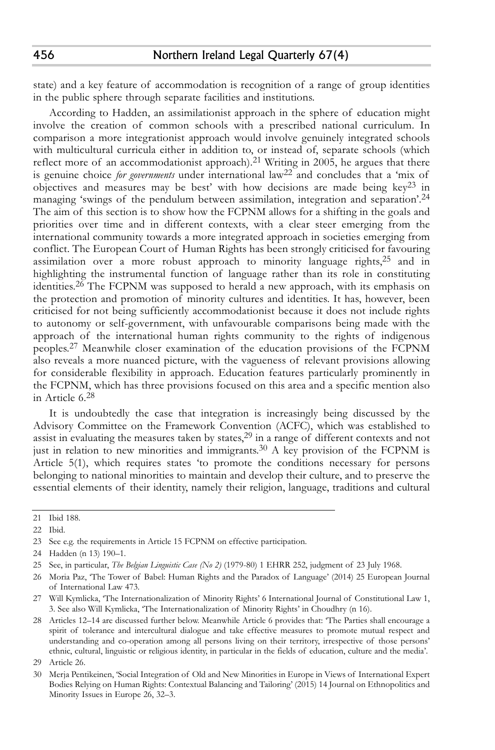state) and a key feature of accommodation is recognition of a range of group identities in the public sphere through separate facilities and institutions.

According to Hadden, an assimilationist approach in the sphere of education might involve the creation of common schools with a prescribed national curriculum. In comparison a more integrationist approach would involve genuinely integrated schools with multicultural curricula either in addition to, or instead of, separate schools (which reflect more of an accommodationist approach).[21] Writing in 2005, he argues that there is genuine choice *for governments* under international law[22] and concludes that a 'mix of objectives and measures may be best' with how decisions are made being key[23] in managing 'swings of the pendulum between assimilation, integration and separation'.[24] The aim of this section is to show how the FCPNM allows for a shifting in the goals and priorities over time and in different contexts, with a clear steer emerging from the international community towards a more integrated approach in societies emerging from conflict. The European Court of Human Rights has been strongly criticised for favouring assimilation over a more robust approach to minority language rights,[25] and in highlighting the instrumental function of language rather than its role in constituting identities.[26] The FCPNM was supposed to herald a new approach, with its emphasis on the protection and promotion of minority cultures and identities. It has, however, been criticised for not being sufficiently accommodationist because it does not include rights to autonomy or self-government, with unfavourable comparisons being made with the approach of the international human rights community to the rights of indigenous peoples.[27] Meanwhile closer examination of the education provisions of the FCPNM also reveals a more nuanced picture, with the vagueness of relevant provisions allowing for considerable flexibility in approach. Education features particularly prominently in the FCPNM, which has three provisions focused on this area and a specific mention also in Article 6.[28]

It is undoubtedly the case that integration is increasingly being discussed by the Advisory Committee on the Framework Convention (ACFC), which was established to assist in evaluating the measures taken by states,[29] in a range of different contexts and not just in relation to new minorities and immigrants.[30] A key provision of the FCPNM is Article 5(1), which requires states 'to promote the conditions necessary for persons belonging to national minorities to maintain and develop their culture, and to preserve the essential elements of their identity, namely their religion, language, traditions and cultural

---

21 Ibid 188.

22 Ibid.

23 See e.g. the requirements in Article 15 FCPNM on effective participation.

24 Hadden (n 13) 190–1.

25 See, in particular, *The Belgian Linguistic Case (No 2)* (1979-80) 1 EHRR 252, judgment of 23 July 1968.

26 Moria Paz, 'The Tower of Babel: Human Rights and the Paradox of Language' (2014) 25 European Journal of International Law 473.

27 Will Kymlicka, 'The Internationalization of Minority Rights' 6 International Journal of Constitutional Law 1, 3. See also Will Kymlicka, 'The Internationalization of Minority Rights' in Choudhry (n 16).

28 Articles 12–14 are discussed further below. Meanwhile Article 6 provides that: 'The Parties shall encourage a spirit of tolerance and intercultural dialogue and take effective measures to promote mutual respect and understanding and co-operation among all persons living on their territory, irrespective of those persons' ethnic, cultural, linguistic or religious identity, in particular in the fields of education, culture and the media'.

29 Article 26.

30 Merja Pentikeinen, 'Social Integration of Old and New Minorities in Europe in Views of International Expert Bodies Relying on Human Rights: Contextual Balancing and Tailoring' (2015) 14 Journal on Ethnopolitics and Minority Issues in Europe 26, 32–3.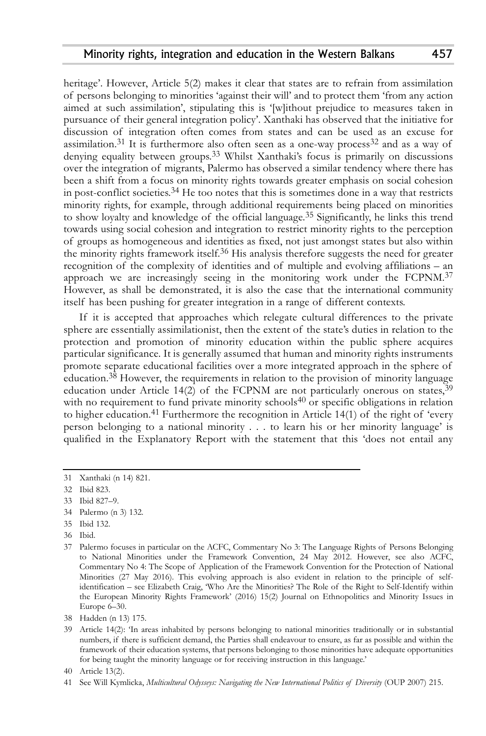heritage'. However, Article 5(2) makes it clear that states are to refrain from assimilation of persons belonging to minorities 'against their will' and to protect them 'from any action aimed at such assimilation', stipulating this is '[w]ithout prejudice to measures taken in pursuance of their general integration policy'. Xanthaki has observed that the initiative for discussion of integration often comes from states and can be used as an excuse for assimilation.[31] It is furthermore also often seen as a one-way process[32] and as a way of denying equality between groups.[33] Whilst Xanthaki's focus is primarily on discussions over the integration of migrants, Palermo has observed a similar tendency where there has been a shift from a focus on minority rights towards greater emphasis on social cohesion in post-conflict societies.[34] He too notes that this is sometimes done in a way that restricts minority rights, for example, through additional requirements being placed on minorities to show loyalty and knowledge of the official language.[35] Significantly, he links this trend towards using social cohesion and integration to restrict minority rights to the perception of groups as homogeneous and identities as fixed, not just amongst states but also within the minority rights framework itself.[36] His analysis therefore suggests the need for greater recognition of the complexity of identities and of multiple and evolving affiliations – an approach we are increasingly seeing in the monitoring work under the FCPNM.[37] However, as shall be demonstrated, it is also the case that the international community itself has been pushing for greater integration in a range of different contexts.

If it is accepted that approaches which relegate cultural differences to the private sphere are essentially assimilationist, then the extent of the state's duties in relation to the protection and promotion of minority education within the public sphere acquires particular significance. It is generally assumed that human and minority rights instruments promote separate educational facilities over a more integrated approach in the sphere of education.[38] However, the requirements in relation to the provision of minority language education under Article 14(2) of the FCPNM are not particularly onerous on states,[39] with no requirement to fund private minority schools[40] or specific obligations in relation to higher education.[41] Furthermore the recognition in Article 14(1) of the right of 'every person belonging to a national minority . . . to learn his or her minority language' is qualified in the Explanatory Report with the statement that this 'does not entail any

---

31 Xanthaki (n 14) 821.

32 Ibid 823.

33 Ibid 827–9.

34 Palermo (n 3) 132.

35 Ibid 132.

36 Ibid.

37 Palermo focuses in particular on the ACFC, Commentary No 3: The Language Rights of Persons Belonging to National Minorities under the Framework Convention, 24 May 2012. However, see also ACFC, Commentary No 4: The Scope of Application of the Framework Convention for the Protection of National Minorities (27 May 2016). This evolving approach is also evident in relation to the principle of self-identification – see Elizabeth Craig, 'Who Are the Minorities? The Role of the Right to Self-Identify within the European Minority Rights Framework' (2016) 15(2) Journal on Ethnopolitics and Minority Issues in Europe 6–30.

38 Hadden (n 13) 175.

39 Article 14(2): 'In areas inhabited by persons belonging to national minorities traditionally or in substantial numbers, if there is sufficient demand, the Parties shall endeavour to ensure, as far as possible and within the framework of their education systems, that persons belonging to those minorities have adequate opportunities for being taught the minority language or for receiving instruction in this language.'

40 Article 13(2).

41 See Will Kymlicka, *Multicultural Odysseys: Navigating the New International Politics of Diversity* (OUP 2007) 215.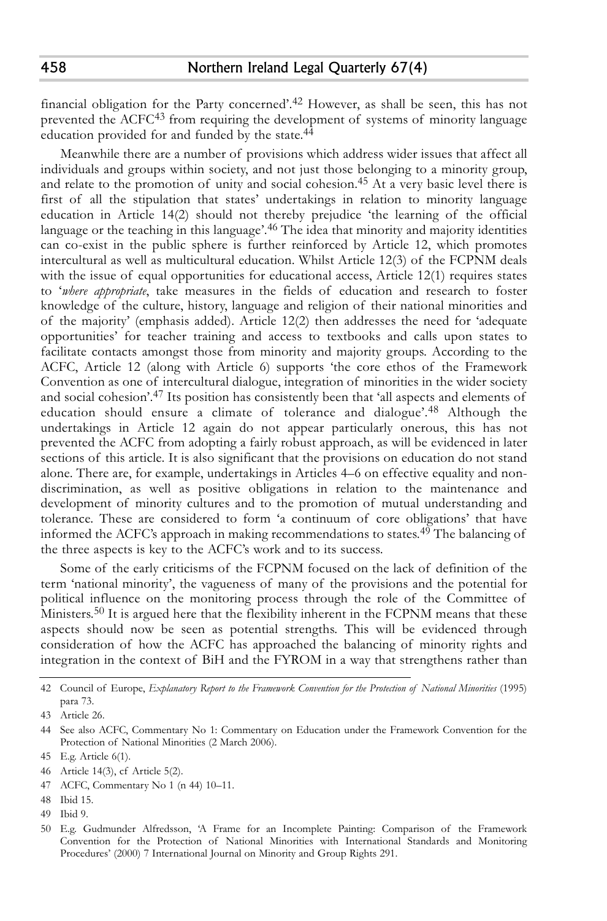financial obligation for the Party concerned'.[42] However, as shall be seen, this has not prevented the ACFC[43] from requiring the development of systems of minority language education provided for and funded by the state.[44]

Meanwhile there are a number of provisions which address wider issues that affect all individuals and groups within society, and not just those belonging to a minority group, and relate to the promotion of unity and social cohesion.[45] At a very basic level there is first of all the stipulation that states' undertakings in relation to minority language education in Article 14(2) should not thereby prejudice 'the learning of the official language or the teaching in this language'.[46] The idea that minority and majority identities can co-exist in the public sphere is further reinforced by Article 12, which promotes intercultural as well as multicultural education. Whilst Article 12(3) of the FCPNM deals with the issue of equal opportunities for educational access, Article 12(1) requires states to '*where appropriate*, take measures in the fields of education and research to foster knowledge of the culture, history, language and religion of their national minorities and of the majority' (emphasis added). Article 12(2) then addresses the need for 'adequate opportunities' for teacher training and access to textbooks and calls upon states to facilitate contacts amongst those from minority and majority groups. According to the ACFC, Article 12 (along with Article 6) supports 'the core ethos of the Framework Convention as one of intercultural dialogue, integration of minorities in the wider society and social cohesion'.[47] Its position has consistently been that 'all aspects and elements of education should ensure a climate of tolerance and dialogue'.[48] Although the undertakings in Article 12 again do not appear particularly onerous, this has not prevented the ACFC from adopting a fairly robust approach, as will be evidenced in later sections of this article. It is also significant that the provisions on education do not stand alone. There are, for example, undertakings in Articles 4–6 on effective equality and non-discrimination, as well as positive obligations in relation to the maintenance and development of minority cultures and to the promotion of mutual understanding and tolerance. These are considered to form 'a continuum of core obligations' that have informed the ACFC's approach in making recommendations to states.[49] The balancing of the three aspects is key to the ACFC's work and to its success.

Some of the early criticisms of the FCPNM focused on the lack of definition of the term 'national minority', the vagueness of many of the provisions and the potential for political influence on the monitoring process through the role of the Committee of Ministers.[50] It is argued here that the flexibility inherent in the FCPNM means that these aspects should now be seen as potential strengths. This will be evidenced through consideration of how the ACFC has approached the balancing of minority rights and integration in the context of BiH and the FYROM in a way that strengthens rather than

---

42 Council of Europe, *Explanatory Report to the Framework Convention for the Protection of National Minorities* (1995) para 73.

43 Article 26.

44 See also ACFC, Commentary No 1: Commentary on Education under the Framework Convention for the Protection of National Minorities (2 March 2006).

45 E.g. Article 6(1).

46 Article 14(3), cf Article 5(2).

47 ACFC, Commentary No 1 (n 44) 10–11.

48 Ibid 15.

49 Ibid 9.

50 E.g. Gudmunder Alfredsson, 'A Frame for an Incomplete Painting: Comparison of the Framework Convention for the Protection of National Minorities with International Standards and Monitoring Procedures' (2000) 7 International Journal on Minority and Group Rights 291.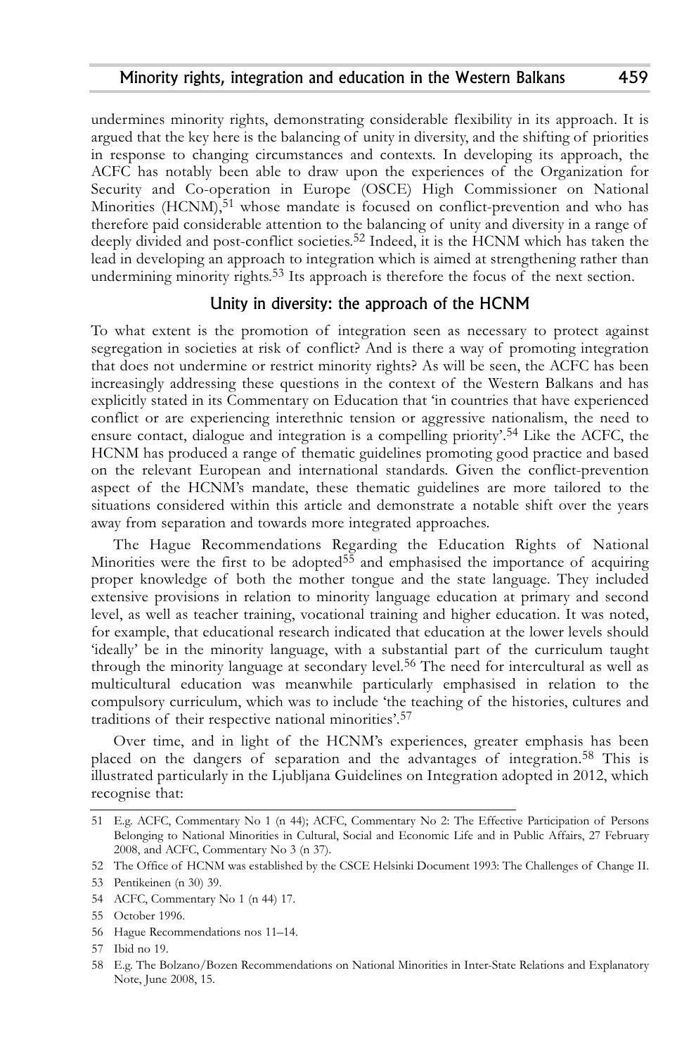undermines minority rights, demonstrating considerable flexibility in its approach. It is argued that the key here is the balancing of unity in diversity, and the shifting of priorities in response to changing circumstances and contexts. In developing its approach, the ACFC has notably been able to draw upon the experiences of the Organization for Security and Co-operation in Europe (OSCE) High Commissioner on National Minorities (HCNM),[51] whose mandate is focused on conflict-prevention and who has therefore paid considerable attention to the balancing of unity and diversity in a range of deeply divided and post-conflict societies.[52] Indeed, it is the HCNM which has taken the lead in developing an approach to integration which is aimed at strengthening rather than undermining minority rights.[53] Its approach is therefore the focus of the next section.

## Unity in diversity: the approach of the HCNM

To what extent is the promotion of integration seen as necessary to protect against segregation in societies at risk of conflict? And is there a way of promoting integration that does not undermine or restrict minority rights? As will be seen, the ACFC has been increasingly addressing these questions in the context of the Western Balkans and has explicitly stated in its Commentary on Education that 'in countries that have experienced conflict or are experiencing interethnic tension or aggressive nationalism, the need to ensure contact, dialogue and integration is a compelling priority'.[54] Like the ACFC, the HCNM has produced a range of thematic guidelines promoting good practice and based on the relevant European and international standards. Given the conflict-prevention aspect of the HCNM's mandate, these thematic guidelines are more tailored to the situations considered within this article and demonstrate a notable shift over the years away from separation and towards more integrated approaches.

The Hague Recommendations Regarding the Education Rights of National Minorities were the first to be adopted[55] and emphasised the importance of acquiring proper knowledge of both the mother tongue and the state language. They included extensive provisions in relation to minority language education at primary and second level, as well as teacher training, vocational training and higher education. It was noted, for example, that educational research indicated that education at the lower levels should 'ideally' be in the minority language, with a substantial part of the curriculum taught through the minority language at secondary level.[56] The need for intercultural as well as multicultural education was meanwhile particularly emphasised in relation to the compulsory curriculum, which was to include 'the teaching of the histories, cultures and traditions of their respective national minorities'.[57]

Over time, and in light of the HCNM's experiences, greater emphasis has been placed on the dangers of separation and the advantages of integration.[58] This is illustrated particularly in the Ljubljana Guidelines on Integration adopted in 2012, which recognise that:

---

51 E.g. ACFC, Commentary No 1 (n 44); ACFC, Commentary No 2: The Effective Participation of Persons Belonging to National Minorities in Cultural, Social and Economic Life and in Public Affairs, 27 February 2008, and ACFC, Commentary No 3 (n 37).

52 The Office of HCNM was established by the CSCE Helsinki Document 1993: The Challenges of Change II.

53 Pentikeinen (n 30) 39.

54 ACFC, Commentary No 1 (n 44) 17.

55 October 1996.

56 Hague Recommendations nos 11–14.

57 Ibid no 19.

58 E.g. The Bolzano/Bozen Recommendations on National Minorities in Inter-State Relations and Explanatory Note, June 2008, 15.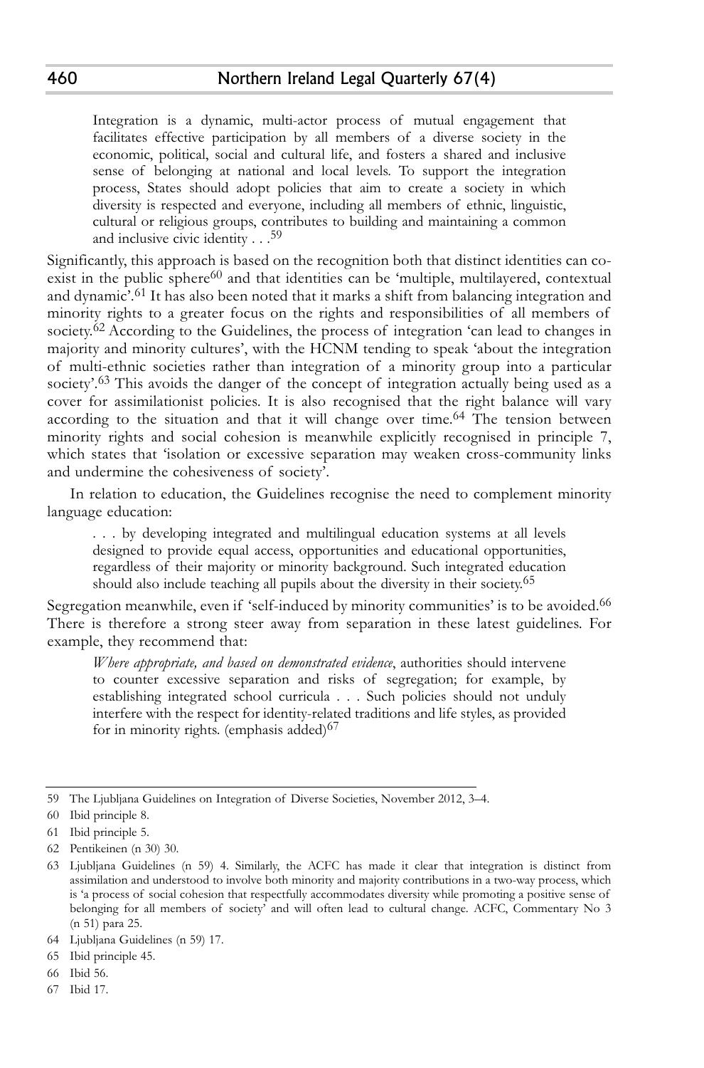> Integration is a dynamic, multi-actor process of mutual engagement that facilitates effective participation by all members of a diverse society in the economic, political, social and cultural life, and fosters a shared and inclusive sense of belonging at national and local levels. To support the integration process, States should adopt policies that aim to create a society in which diversity is respected and everyone, including all members of ethnic, linguistic, cultural or religious groups, contributes to building and maintaining a common and inclusive civic identity . . .[59]

Significantly, this approach is based on the recognition both that distinct identities can co-exist in the public sphere[60] and that identities can be 'multiple, multilayered, contextual and dynamic'.[61] It has also been noted that it marks a shift from balancing integration and minority rights to a greater focus on the rights and responsibilities of all members of society.[62] According to the Guidelines, the process of integration 'can lead to changes in majority and minority cultures', with the HCNM tending to speak 'about the integration of multi-ethnic societies rather than integration of a minority group into a particular society'.[63] This avoids the danger of the concept of integration actually being used as a cover for assimilationist policies. It is also recognised that the right balance will vary according to the situation and that it will change over time.[64] The tension between minority rights and social cohesion is meanwhile explicitly recognised in principle 7, which states that 'isolation or excessive separation may weaken cross-community links and undermine the cohesiveness of society'.

In relation to education, the Guidelines recognise the need to complement minority language education:

> . . . by developing integrated and multilingual education systems at all levels designed to provide equal access, opportunities and educational opportunities, regardless of their majority or minority background. Such integrated education should also include teaching all pupils about the diversity in their society.[65]

Segregation meanwhile, even if 'self-induced by minority communities' is to be avoided.[66] There is therefore a strong steer away from separation in these latest guidelines. For example, they recommend that:

> *Where appropriate, and based on demonstrated evidence*, authorities should intervene to counter excessive separation and risks of segregation; for example, by establishing integrated school curricula . . . Such policies should not unduly interfere with the respect for identity-related traditions and life styles, as provided for in minority rights. (emphasis added)[67]

---

59 The Ljubljana Guidelines on Integration of Diverse Societies, November 2012, 3–4.

60 Ibid principle 8.

61 Ibid principle 5.

62 Pentikeinen (n 30) 30.

63 Ljubljana Guidelines (n 59) 4. Similarly, the ACFC has made it clear that integration is distinct from assimilation and understood to involve both minority and majority contributions in a two-way process, which is 'a process of social cohesion that respectfully accommodates diversity while promoting a positive sense of belonging for all members of society' and will often lead to cultural change. ACFC, Commentary No 3 (n 51) para 25.

64 Ljubljana Guidelines (n 59) 17.

65 Ibid principle 45.

66 Ibid 56.

67 Ibid 17.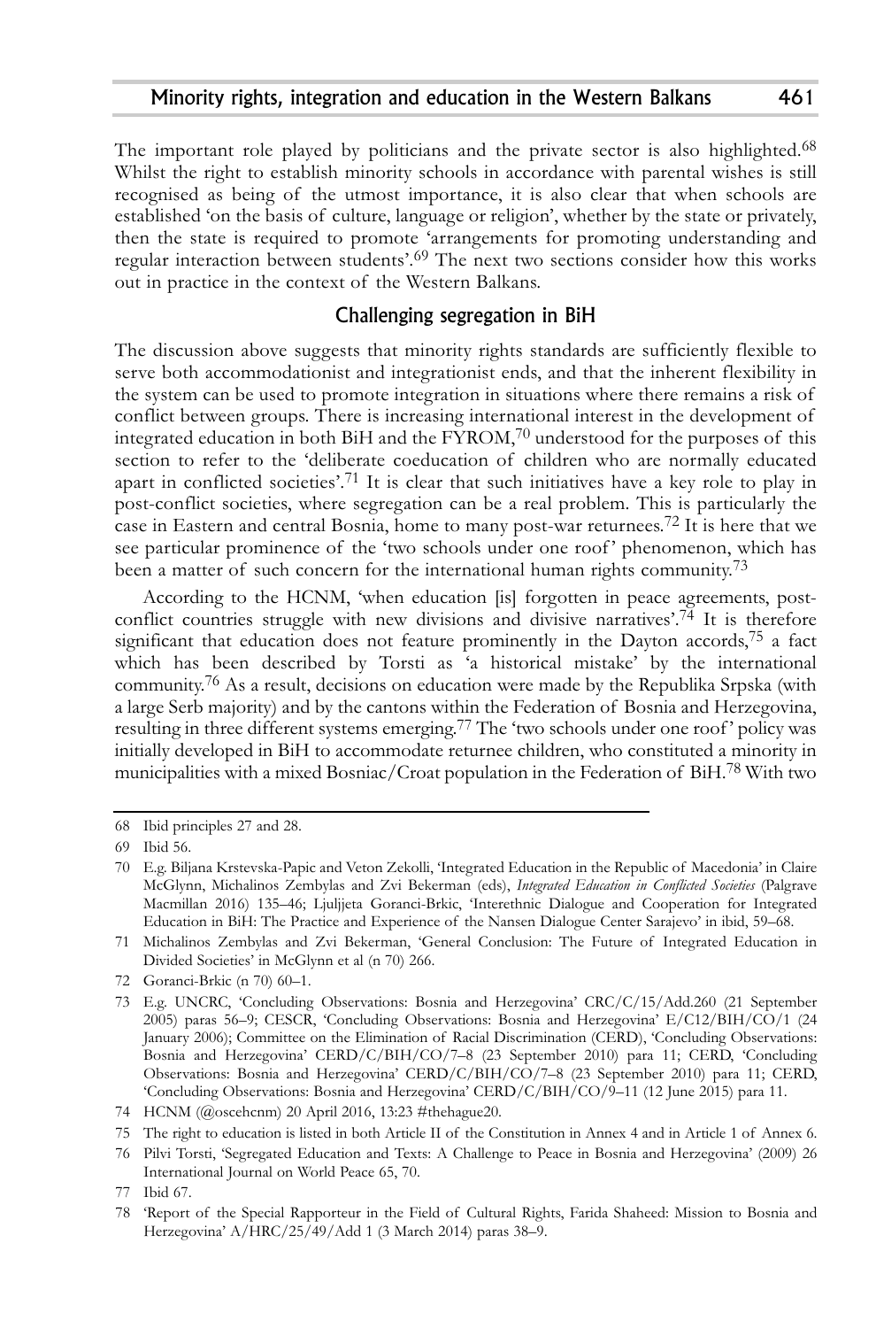The important role played by politicians and the private sector is also highlighted.[68] Whilst the right to establish minority schools in accordance with parental wishes is still recognised as being of the utmost importance, it is also clear that when schools are established 'on the basis of culture, language or religion', whether by the state or privately, then the state is required to promote 'arrangements for promoting understanding and regular interaction between students'.[69] The next two sections consider how this works out in practice in the context of the Western Balkans.

## Challenging segregation in BiH

The discussion above suggests that minority rights standards are sufficiently flexible to serve both accommodationist and integrationist ends, and that the inherent flexibility in the system can be used to promote integration in situations where there remains a risk of conflict between groups. There is increasing international interest in the development of integrated education in both BiH and the FYROM,[70] understood for the purposes of this section to refer to the 'deliberate coeducation of children who are normally educated apart in conflicted societies'.[71] It is clear that such initiatives have a key role to play in post-conflict societies, where segregation can be a real problem. This is particularly the case in Eastern and central Bosnia, home to many post-war returnees.[72] It is here that we see particular prominence of the 'two schools under one roof' phenomenon, which has been a matter of such concern for the international human rights community.[73]

According to the HCNM, 'when education [is] forgotten in peace agreements, post-conflict countries struggle with new divisions and divisive narratives'.[74] It is therefore significant that education does not feature prominently in the Dayton accords,[75] a fact which has been described by Torsti as 'a historical mistake' by the international community.[76] As a result, decisions on education were made by the Republika Srpska (with a large Serb majority) and by the cantons within the Federation of Bosnia and Herzegovina, resulting in three different systems emerging.[77] The 'two schools under one roof' policy was initially developed in BiH to accommodate returnee children, who constituted a minority in municipalities with a mixed Bosniac/Croat population in the Federation of BiH.[78] With two

---

68 Ibid principles 27 and 28.

69 Ibid 56.

70 E.g. Biljana Krstevska-Papic and Veton Zekolli, 'Integrated Education in the Republic of Macedonia' in Claire McGlynn, Michalinos Zembylas and Zvi Bekerman (eds), *Integrated Education in Conflicted Societies* (Palgrave Macmillan 2016) 135–46; Ljuljjeta Goranci-Brkic, 'Interethnic Dialogue and Cooperation for Integrated Education in BiH: The Practice and Experience of the Nansen Dialogue Center Sarajevo' in ibid, 59–68.

71 Michalinos Zembylas and Zvi Bekerman, 'General Conclusion: The Future of Integrated Education in Divided Societies' in McGlynn et al (n 70) 266.

72 Goranci-Brkic (n 70) 60–1.

73 E.g. UNCRC, 'Concluding Observations: Bosnia and Herzegovina' CRC/C/15/Add.260 (21 September 2005) paras 56–9; CESCR, 'Concluding Observations: Bosnia and Herzegovina' E/C12/BIH/CO/1 (24 January 2006); Committee on the Elimination of Racial Discrimination (CERD), 'Concluding Observations: Bosnia and Herzegovina' CERD/C/BIH/CO/7–8 (23 September 2010) para 11; CERD, 'Concluding Observations: Bosnia and Herzegovina' CERD/C/BIH/CO/7–8 (23 September 2010) para 11; CERD, 'Concluding Observations: Bosnia and Herzegovina' CERD/C/BIH/CO/9–11 (12 June 2015) para 11.

74 HCNM (@oscehcnm) 20 April 2016, 13:23 #thehague20.

75 The right to education is listed in both Article II of the Constitution in Annex 4 and in Article 1 of Annex 6.

76 Pilvi Torsti, 'Segregated Education and Texts: A Challenge to Peace in Bosnia and Herzegovina' (2009) 26 International Journal on World Peace 65, 70.

77 Ibid 67.

78 'Report of the Special Rapporteur in the Field of Cultural Rights, Farida Shaheed: Mission to Bosnia and Herzegovina' A/HRC/25/49/Add 1 (3 March 2014) paras 38–9.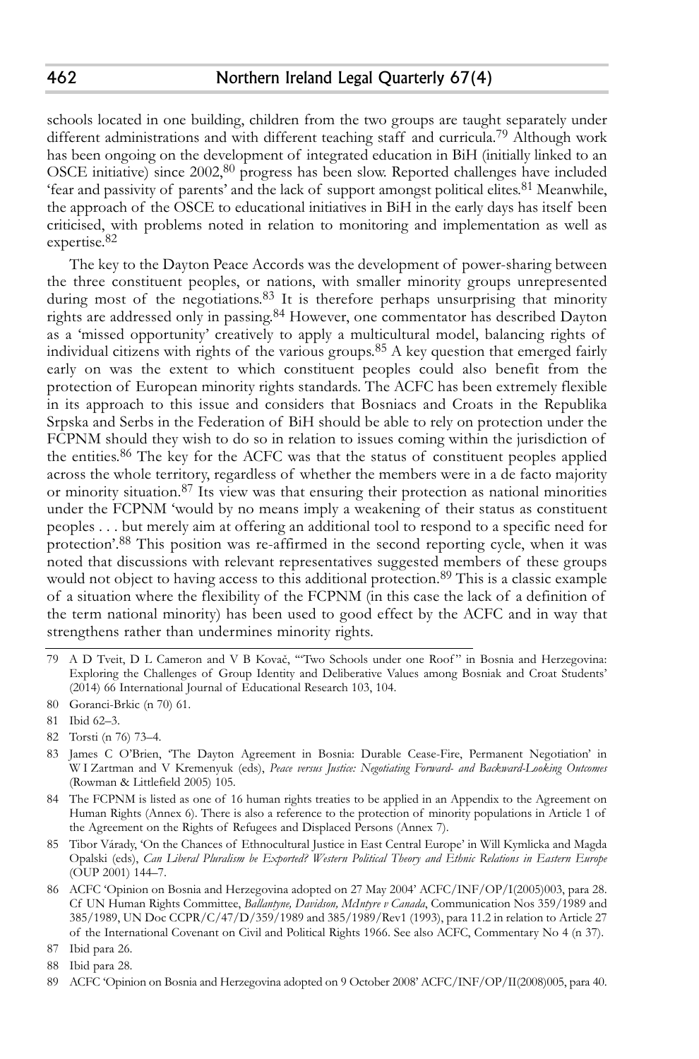schools located in one building, children from the two groups are taught separately under different administrations and with different teaching staff and curricula.[79] Although work has been ongoing on the development of integrated education in BiH (initially linked to an OSCE initiative) since 2002,[80] progress has been slow. Reported challenges have included 'fear and passivity of parents' and the lack of support amongst political elites.[81] Meanwhile, the approach of the OSCE to educational initiatives in BiH in the early days has itself been criticised, with problems noted in relation to monitoring and implementation as well as expertise.[82]

The key to the Dayton Peace Accords was the development of power-sharing between the three constituent peoples, or nations, with smaller minority groups unrepresented during most of the negotiations.[83] It is therefore perhaps unsurprising that minority rights are addressed only in passing.[84] However, one commentator has described Dayton as a 'missed opportunity' creatively to apply a multicultural model, balancing rights of individual citizens with rights of the various groups.[85] A key question that emerged fairly early on was the extent to which constituent peoples could also benefit from the protection of European minority rights standards. The ACFC has been extremely flexible in its approach to this issue and considers that Bosniacs and Croats in the Republika Srpska and Serbs in the Federation of BiH should be able to rely on protection under the FCPNM should they wish to do so in relation to issues coming within the jurisdiction of the entities.[86] The key for the ACFC was that the status of constituent peoples applied across the whole territory, regardless of whether the members were in a de facto majority or minority situation.[87] Its view was that ensuring their protection as national minorities under the FCPNM 'would by no means imply a weakening of their status as constituent peoples . . . but merely aim at offering an additional tool to respond to a specific need for protection'.[88] This position was re-affirmed in the second reporting cycle, when it was noted that discussions with relevant representatives suggested members of these groups would not object to having access to this additional protection.[89] This is a classic example of a situation where the flexibility of the FCPNM (in this case the lack of a definition of the term national minority) has been used to good effect by the ACFC and in way that strengthens rather than undermines minority rights.

---

79 A D Tveit, D L Cameron and V B Kovač, '"Two Schools under one Roof" in Bosnia and Herzegovina: Exploring the Challenges of Group Identity and Deliberative Values among Bosniak and Croat Students' (2014) 66 International Journal of Educational Research 103, 104.

80 Goranci-Brkic (n 70) 61.

81 Ibid 62–3.

82 Torsti (n 76) 73–4.

83 James C O'Brien, 'The Dayton Agreement in Bosnia: Durable Cease-Fire, Permanent Negotiation' in W I Zartman and V Kremenyuk (eds), *Peace versus Justice: Negotiating Forward- and Backward-Looking Outcomes* (Rowman & Littlefield 2005) 105.

84 The FCPNM is listed as one of 16 human rights treaties to be applied in an Appendix to the Agreement on Human Rights (Annex 6). There is also a reference to the protection of minority populations in Article 1 of the Agreement on the Rights of Refugees and Displaced Persons (Annex 7).

85 Tibor Várady, 'On the Chances of Ethnocultural Justice in East Central Europe' in Will Kymlicka and Magda Opalski (eds), *Can Liberal Pluralism be Exported? Western Political Theory and Ethnic Relations in Eastern Europe* (OUP 2001) 144–7.

86 ACFC 'Opinion on Bosnia and Herzegovina adopted on 27 May 2004' ACFC/INF/OP/I(2005)003, para 28. Cf UN Human Rights Committee, *Ballantyne, Davidson, McIntyre v Canada*, Communication Nos 359/1989 and 385/1989, UN Doc CCPR/C/47/D/359/1989 and 385/1989/Rev1 (1993), para 11.2 in relation to Article 27 of the International Covenant on Civil and Political Rights 1966. See also ACFC, Commentary No 4 (n 37).

87 Ibid para 26.

88 Ibid para 28.

89 ACFC 'Opinion on Bosnia and Herzegovina adopted on 9 October 2008' ACFC/INF/OP/II(2008)005, para 40.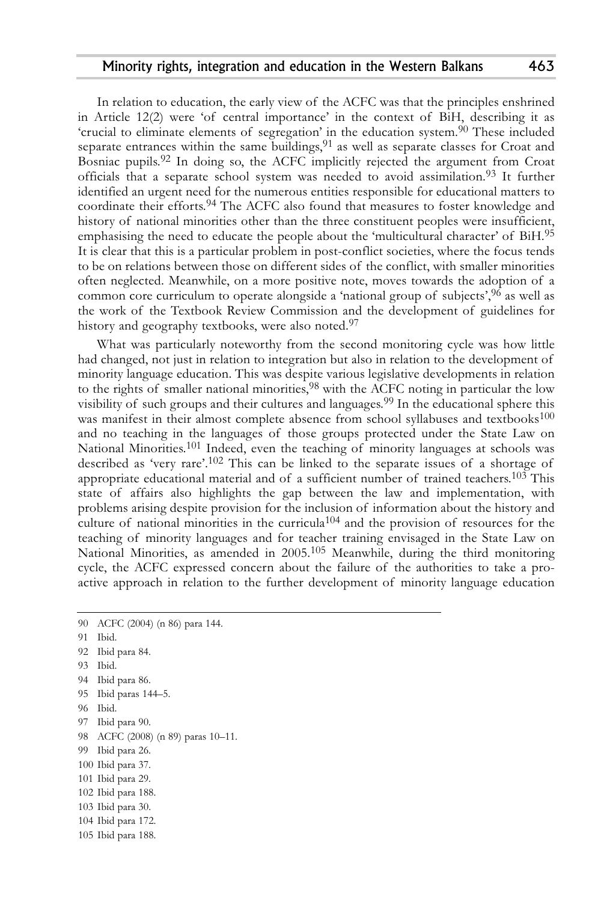In relation to education, the early view of the ACFC was that the principles enshrined in Article 12(2) were 'of central importance' in the context of BiH, describing it as 'crucial to eliminate elements of segregation' in the education system.[90] These included separate entrances within the same buildings,[91] as well as separate classes for Croat and Bosniac pupils.[92] In doing so, the ACFC implicitly rejected the argument from Croat officials that a separate school system was needed to avoid assimilation.[93] It further identified an urgent need for the numerous entities responsible for educational matters to coordinate their efforts.[94] The ACFC also found that measures to foster knowledge and history of national minorities other than the three constituent peoples were insufficient, emphasising the need to educate the people about the 'multicultural character' of BiH.[95] It is clear that this is a particular problem in post-conflict societies, where the focus tends to be on relations between those on different sides of the conflict, with smaller minorities often neglected. Meanwhile, on a more positive note, moves towards the adoption of a common core curriculum to operate alongside a 'national group of subjects',[96] as well as the work of the Textbook Review Commission and the development of guidelines for history and geography textbooks, were also noted.[97]

What was particularly noteworthy from the second monitoring cycle was how little had changed, not just in relation to integration but also in relation to the development of minority language education. This was despite various legislative developments in relation to the rights of smaller national minorities,[98] with the ACFC noting in particular the low visibility of such groups and their cultures and languages.[99] In the educational sphere this was manifest in their almost complete absence from school syllabuses and textbooks[100] and no teaching in the languages of those groups protected under the State Law on National Minorities.[101] Indeed, even the teaching of minority languages at schools was described as 'very rare'.[102] This can be linked to the separate issues of a shortage of appropriate educational material and of a sufficient number of trained teachers.[103] This state of affairs also highlights the gap between the law and implementation, with problems arising despite provision for the inclusion of information about the history and culture of national minorities in the curricula[104] and the provision of resources for the teaching of minority languages and for teacher training envisaged in the State Law on National Minorities, as amended in 2005.[105] Meanwhile, during the third monitoring cycle, the ACFC expressed concern about the failure of the authorities to take a pro-active approach in relation to the further development of minority language education

90 ACFC (2004) (n 86) para 144.

91 Ibid.

92 Ibid para 84.

93 Ibid.

94 Ibid para 86.

95 Ibid paras 144–5.

96 Ibid.

97 Ibid para 90.

98 ACFC (2008) (n 89) paras 10–11.

99 Ibid para 26.

100 Ibid para 37.

101 Ibid para 29.

102 Ibid para 188.

103 Ibid para 30.

104 Ibid para 172.

105 Ibid para 188.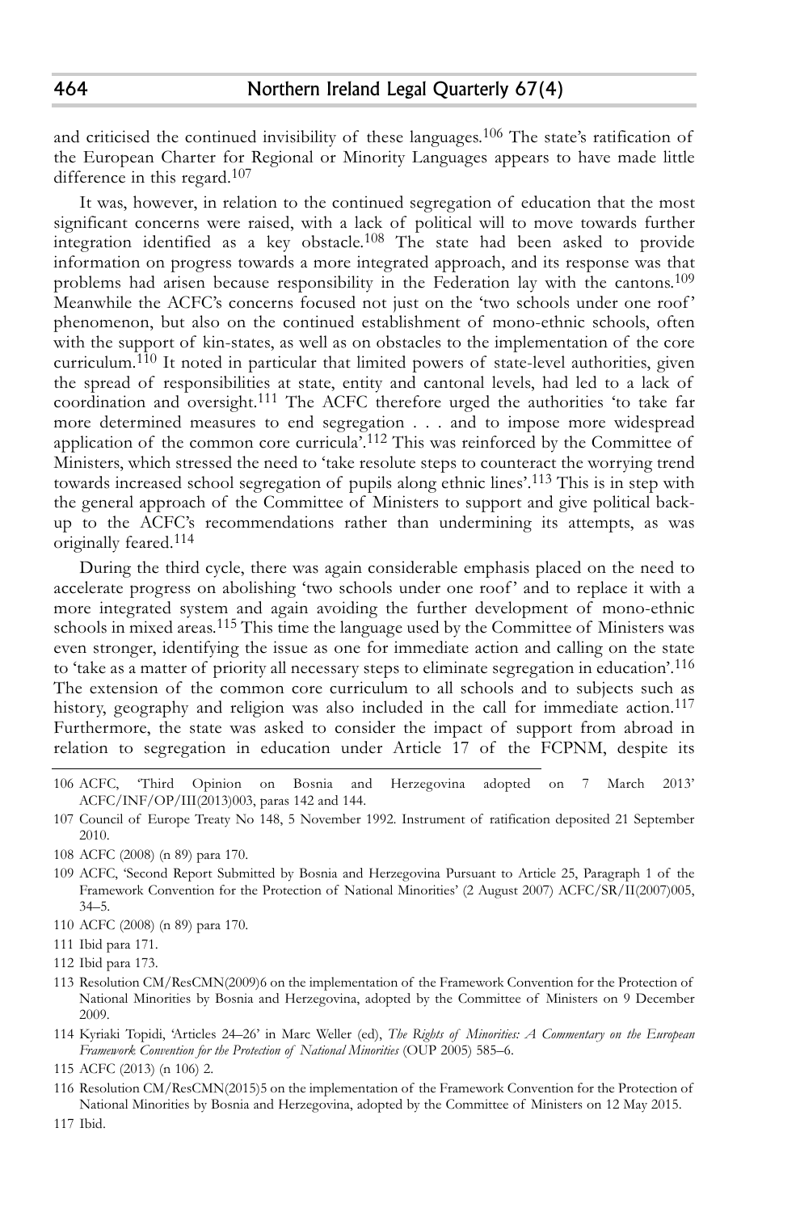and criticised the continued invisibility of these languages.[106] The state's ratification of the European Charter for Regional or Minority Languages appears to have made little difference in this regard.[107]

It was, however, in relation to the continued segregation of education that the most significant concerns were raised, with a lack of political will to move towards further integration identified as a key obstacle.[108] The state had been asked to provide information on progress towards a more integrated approach, and its response was that problems had arisen because responsibility in the Federation lay with the cantons.[109] Meanwhile the ACFC's concerns focused not just on the 'two schools under one roof' phenomenon, but also on the continued establishment of mono-ethnic schools, often with the support of kin-states, as well as on obstacles to the implementation of the core curriculum.[110] It noted in particular that limited powers of state-level authorities, given the spread of responsibilities at state, entity and cantonal levels, had led to a lack of coordination and oversight.[111] The ACFC therefore urged the authorities 'to take far more determined measures to end segregation . . . and to impose more widespread application of the common core curricula'.[112] This was reinforced by the Committee of Ministers, which stressed the need to 'take resolute steps to counteract the worrying trend towards increased school segregation of pupils along ethnic lines'.[113] This is in step with the general approach of the Committee of Ministers to support and give political back-up to the ACFC's recommendations rather than undermining its attempts, as was originally feared.[114]

During the third cycle, there was again considerable emphasis placed on the need to accelerate progress on abolishing 'two schools under one roof' and to replace it with a more integrated system and again avoiding the further development of mono-ethnic schools in mixed areas.[115] This time the language used by the Committee of Ministers was even stronger, identifying the issue as one for immediate action and calling on the state to 'take as a matter of priority all necessary steps to eliminate segregation in education'.[116] The extension of the common core curriculum to all schools and to subjects such as history, geography and religion was also included in the call for immediate action.[117] Furthermore, the state was asked to consider the impact of support from abroad in relation to segregation in education under Article 17 of the FCPNM, despite its

---

106 ACFC, 'Third Opinion on Bosnia and Herzegovina adopted on 7 March 2013' ACFC/INF/OP/III(2013)003, paras 142 and 144.

107 Council of Europe Treaty No 148, 5 November 1992. Instrument of ratification deposited 21 September 2010.

108 ACFC (2008) (n 89) para 170.

109 ACFC, 'Second Report Submitted by Bosnia and Herzegovina Pursuant to Article 25, Paragraph 1 of the Framework Convention for the Protection of National Minorities' (2 August 2007) ACFC/SR/II(2007)005, 34–5.

110 ACFC (2008) (n 89) para 170.

111 Ibid para 171.

112 Ibid para 173.

113 Resolution CM/ResCMN(2009)6 on the implementation of the Framework Convention for the Protection of National Minorities by Bosnia and Herzegovina, adopted by the Committee of Ministers on 9 December 2009.

114 Kyriaki Topidi, 'Articles 24–26' in Marc Weller (ed), *The Rights of Minorities: A Commentary on the European Framework Convention for the Protection of National Minorities* (OUP 2005) 585–6.

115 ACFC (2013) (n 106) 2.

116 Resolution CM/ResCMN(2015)5 on the implementation of the Framework Convention for the Protection of National Minorities by Bosnia and Herzegovina, adopted by the Committee of Ministers on 12 May 2015.

117 Ibid.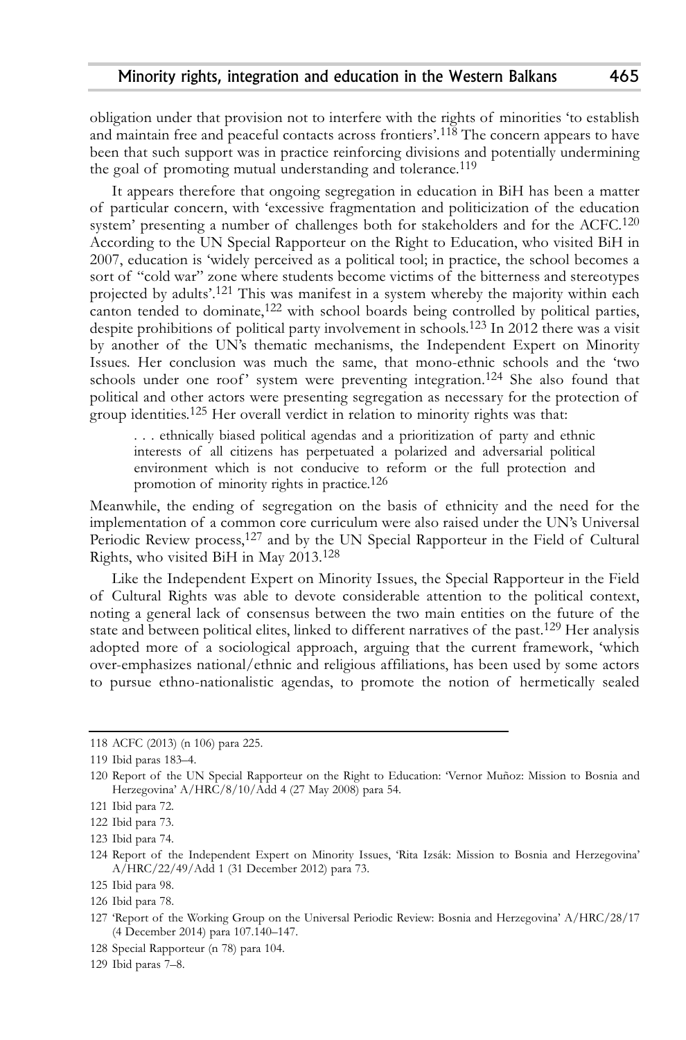obligation under that provision not to interfere with the rights of minorities 'to establish and maintain free and peaceful contacts across frontiers'.[118] The concern appears to have been that such support was in practice reinforcing divisions and potentially undermining the goal of promoting mutual understanding and tolerance.[119]

It appears therefore that ongoing segregation in education in BiH has been a matter of particular concern, with 'excessive fragmentation and politicization of the education system' presenting a number of challenges both for stakeholders and for the ACFC.[120] According to the UN Special Rapporteur on the Right to Education, who visited BiH in 2007, education is 'widely perceived as a political tool; in practice, the school becomes a sort of "cold war" zone where students become victims of the bitterness and stereotypes projected by adults'.[121] This was manifest in a system whereby the majority within each canton tended to dominate,[122] with school boards being controlled by political parties, despite prohibitions of political party involvement in schools.[123] In 2012 there was a visit by another of the UN's thematic mechanisms, the Independent Expert on Minority Issues. Her conclusion was much the same, that mono-ethnic schools and the 'two schools under one roof' system were preventing integration.[124] She also found that political and other actors were presenting segregation as necessary for the protection of group identities.[125] Her overall verdict in relation to minority rights was that:

> . . . ethnically biased political agendas and a prioritization of party and ethnic interests of all citizens has perpetuated a polarized and adversarial political environment which is not conducive to reform or the full protection and promotion of minority rights in practice.[126]

Meanwhile, the ending of segregation on the basis of ethnicity and the need for the implementation of a common core curriculum were also raised under the UN's Universal Periodic Review process,[127] and by the UN Special Rapporteur in the Field of Cultural Rights, who visited BiH in May 2013.[128]

Like the Independent Expert on Minority Issues, the Special Rapporteur in the Field of Cultural Rights was able to devote considerable attention to the political context, noting a general lack of consensus between the two main entities on the future of the state and between political elites, linked to different narratives of the past.[129] Her analysis adopted more of a sociological approach, arguing that the current framework, 'which over-emphasizes national/ethnic and religious affiliations, has been used by some actors to pursue ethno-nationalistic agendas, to promote the notion of hermetically sealed

---

118 ACFC (2013) (n 106) para 225.

119 Ibid paras 183–4.

120 Report of the UN Special Rapporteur on the Right to Education: 'Vernor Muñoz: Mission to Bosnia and Herzegovina' A/HRC/8/10/Add 4 (27 May 2008) para 54.

121 Ibid para 72.

122 Ibid para 73.

123 Ibid para 74.

124 Report of the Independent Expert on Minority Issues, 'Rita Izsák: Mission to Bosnia and Herzegovina' A/HRC/22/49/Add 1 (31 December 2012) para 73.

125 Ibid para 98.

126 Ibid para 78.

127 'Report of the Working Group on the Universal Periodic Review: Bosnia and Herzegovina' A/HRC/28/17 (4 December 2014) para 107.140–147.

128 Special Rapporteur (n 78) para 104.

129 Ibid paras 7–8.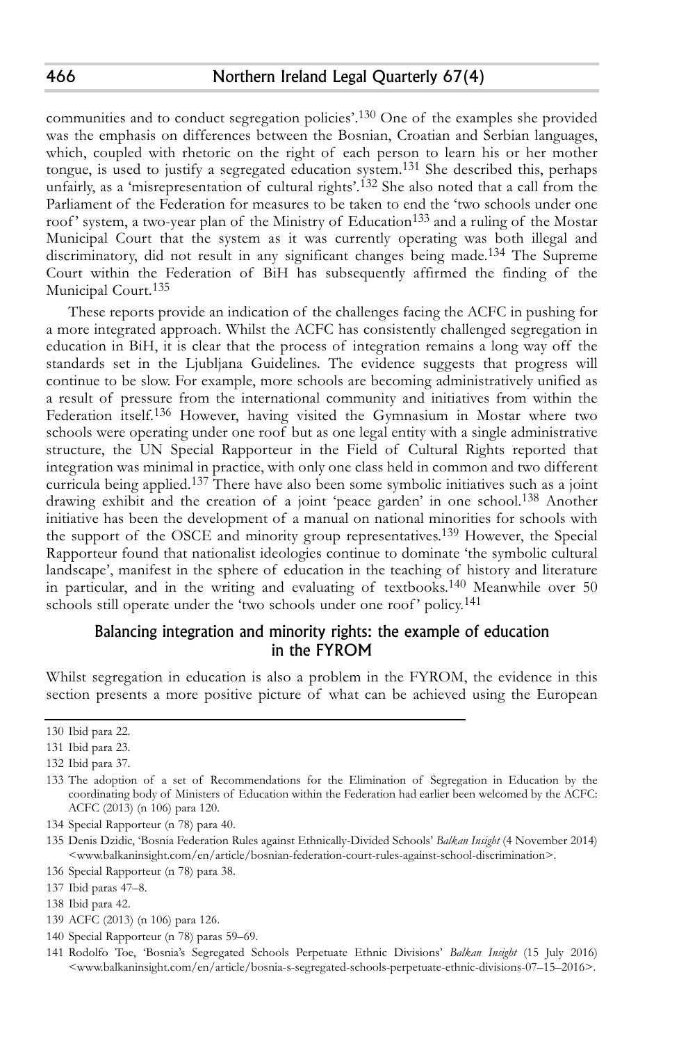communities and to conduct segregation policies'.[130] One of the examples she provided was the emphasis on differences between the Bosnian, Croatian and Serbian languages, which, coupled with rhetoric on the right of each person to learn his or her mother tongue, is used to justify a segregated education system.[131] She described this, perhaps unfairly, as a 'misrepresentation of cultural rights'.[132] She also noted that a call from the Parliament of the Federation for measures to be taken to end the 'two schools under one roof' system, a two-year plan of the Ministry of Education[133] and a ruling of the Mostar Municipal Court that the system as it was currently operating was both illegal and discriminatory, did not result in any significant changes being made.[134] The Supreme Court within the Federation of BiH has subsequently affirmed the finding of the Municipal Court.[135]

These reports provide an indication of the challenges facing the ACFC in pushing for a more integrated approach. Whilst the ACFC has consistently challenged segregation in education in BiH, it is clear that the process of integration remains a long way off the standards set in the Ljubljana Guidelines. The evidence suggests that progress will continue to be slow. For example, more schools are becoming administratively unified as a result of pressure from the international community and initiatives from within the Federation itself.[136] However, having visited the Gymnasium in Mostar where two schools were operating under one roof but as one legal entity with a single administrative structure, the UN Special Rapporteur in the Field of Cultural Rights reported that integration was minimal in practice, with only one class held in common and two different curricula being applied.[137] There have also been some symbolic initiatives such as a joint drawing exhibit and the creation of a joint 'peace garden' in one school.[138] Another initiative has been the development of a manual on national minorities for schools with the support of the OSCE and minority group representatives.[139] However, the Special Rapporteur found that nationalist ideologies continue to dominate 'the symbolic cultural landscape', manifest in the sphere of education in the teaching of history and literature in particular, and in the writing and evaluating of textbooks.[140] Meanwhile over 50 schools still operate under the 'two schools under one roof' policy.[141]

## Balancing integration and minority rights: the example of education in the FYROM

Whilst segregation in education is also a problem in the FYROM, the evidence in this section presents a more positive picture of what can be achieved using the European

---

130 Ibid para 22.

131 Ibid para 23.

132 Ibid para 37.

133 The adoption of a set of Recommendations for the Elimination of Segregation in Education by the coordinating body of Ministers of Education within the Federation had earlier been welcomed by the ACFC: ACFC (2013) (n 106) para 120.

134 Special Rapporteur (n 78) para 40.

135 Denis Dzidic, 'Bosnia Federation Rules against Ethnically-Divided Schools' *Balkan Insight* (4 November 2014) <www.balkaninsight.com/en/article/bosnian-federation-court-rules-against-school-discrimination>.

136 Special Rapporteur (n 78) para 38.

137 Ibid paras 47–8.

138 Ibid para 42.

139 ACFC (2013) (n 106) para 126.

140 Special Rapporteur (n 78) paras 59–69.

141 Rodolfo Toe, 'Bosnia's Segregated Schools Perpetuate Ethnic Divisions' *Balkan Insight* (15 July 2016) <www.balkaninsight.com/en/article/bosnia-s-segregated-schools-perpetuate-ethnic-divisions-07–15–2016>.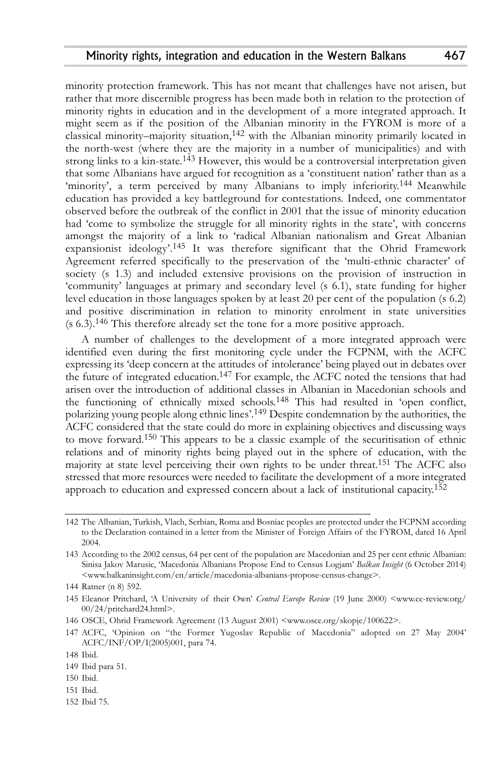minority protection framework. This has not meant that challenges have not arisen, but rather that more discernible progress has been made both in relation to the protection of minority rights in education and in the development of a more integrated approach. It might seem as if the position of the Albanian minority in the FYROM is more of a classical minority–majority situation,[142] with the Albanian minority primarily located in the north-west (where they are the majority in a number of municipalities) and with strong links to a kin-state.[143] However, this would be a controversial interpretation given that some Albanians have argued for recognition as a 'constituent nation' rather than as a 'minority', a term perceived by many Albanians to imply inferiority.[144] Meanwhile education has provided a key battleground for contestations. Indeed, one commentator observed before the outbreak of the conflict in 2001 that the issue of minority education had 'come to symbolize the struggle for all minority rights in the state', with concerns amongst the majority of a link to 'radical Albanian nationalism and Great Albanian expansionist ideology'.[145] It was therefore significant that the Ohrid Framework Agreement referred specifically to the preservation of the 'multi-ethnic character' of society (s 1.3) and included extensive provisions on the provision of instruction in 'community' languages at primary and secondary level (s 6.1), state funding for higher level education in those languages spoken by at least 20 per cent of the population (s 6.2) and positive discrimination in relation to minority enrolment in state universities (s 6.3).[146] This therefore already set the tone for a more positive approach.

A number of challenges to the development of a more integrated approach were identified even during the first monitoring cycle under the FCPNM, with the ACFC expressing its 'deep concern at the attitudes of intolerance' being played out in debates over the future of integrated education.[147] For example, the ACFC noted the tensions that had arisen over the introduction of additional classes in Albanian in Macedonian schools and the functioning of ethnically mixed schools.[148] This had resulted in 'open conflict, polarizing young people along ethnic lines'.[149] Despite condemnation by the authorities, the ACFC considered that the state could do more in explaining objectives and discussing ways to move forward.[150] This appears to be a classic example of the securitisation of ethnic relations and of minority rights being played out in the sphere of education, with the majority at state level perceiving their own rights to be under threat.[151] The ACFC also stressed that more resources were needed to facilitate the development of a more integrated approach to education and expressed concern about a lack of institutional capacity.[152]

142 The Albanian, Turkish, Vlach, Serbian, Roma and Bosniac peoples are protected under the FCPNM according to the Declaration contained in a letter from the Minister of Foreign Affairs of the FYROM, dated 16 April 2004.

143 According to the 2002 census, 64 per cent of the population are Macedonian and 25 per cent ethnic Albanian: Sinisa Jakov Marusic, 'Macedonia Albanians Propose End to Census Logjam' *Balkan Insight* (6 October 2014) <www.balkaninsight.com/en/article/macedonia-albanians-propose-census-change>.

144 Ratner (n 8) 592.

145 Eleanor Pritchard, 'A University of their Own' *Central Europe Review* (19 June 2000) <www.ce-review.org/00/24/pritchard24.html>.

146 OSCE, Ohrid Framework Agreement (13 August 2001) <www.osce.org/skopje/100622>.

147 ACFC, 'Opinion on "the Former Yugoslav Republic of Macedonia" adopted on 27 May 2004' ACFC/INF/OP/I(2005)001, para 74.

148 Ibid.

149 Ibid para 51.

150 Ibid.

151 Ibid.

152 Ibid 75.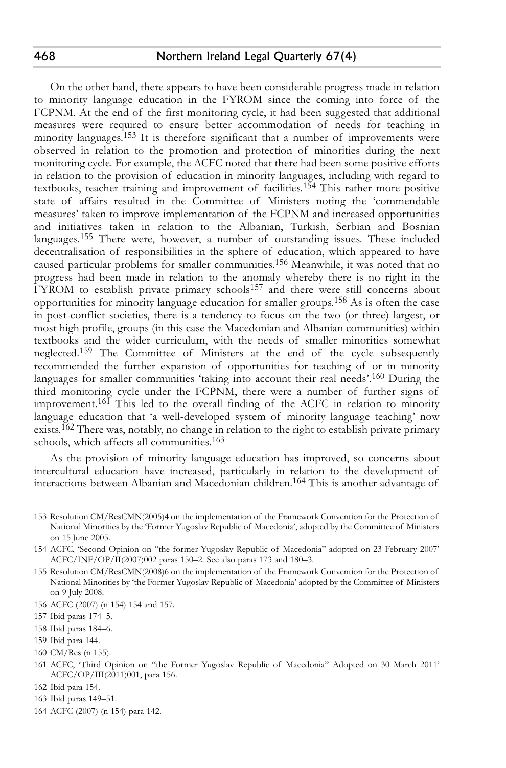On the other hand, there appears to have been considerable progress made in relation to minority language education in the FYROM since the coming into force of the FCPNM. At the end of the first monitoring cycle, it had been suggested that additional measures were required to ensure better accommodation of needs for teaching in minority languages.[153] It is therefore significant that a number of improvements were observed in relation to the promotion and protection of minorities during the next monitoring cycle. For example, the ACFC noted that there had been some positive efforts in relation to the provision of education in minority languages, including with regard to textbooks, teacher training and improvement of facilities.[154] This rather more positive state of affairs resulted in the Committee of Ministers noting the 'commendable measures' taken to improve implementation of the FCPNM and increased opportunities and initiatives taken in relation to the Albanian, Turkish, Serbian and Bosnian languages.[155] There were, however, a number of outstanding issues. These included decentralisation of responsibilities in the sphere of education, which appeared to have caused particular problems for smaller communities.[156] Meanwhile, it was noted that no progress had been made in relation to the anomaly whereby there is no right in the FYROM to establish private primary schools[157] and there were still concerns about opportunities for minority language education for smaller groups.[158] As is often the case in post-conflict societies, there is a tendency to focus on the two (or three) largest, or most high profile, groups (in this case the Macedonian and Albanian communities) within textbooks and the wider curriculum, with the needs of smaller minorities somewhat neglected.[159] The Committee of Ministers at the end of the cycle subsequently recommended the further expansion of opportunities for teaching of or in minority languages for smaller communities 'taking into account their real needs'.[160] During the third monitoring cycle under the FCPNM, there were a number of further signs of improvement.[161] This led to the overall finding of the ACFC in relation to minority language education that 'a well-developed system of minority language teaching' now exists.[162] There was, notably, no change in relation to the right to establish private primary schools, which affects all communities.[163]

As the provision of minority language education has improved, so concerns about intercultural education have increased, particularly in relation to the development of interactions between Albanian and Macedonian children.[164] This is another advantage of

---

153 Resolution CM/ResCMN(2005)4 on the implementation of the Framework Convention for the Protection of National Minorities by the 'Former Yugoslav Republic of Macedonia', adopted by the Committee of Ministers on 15 June 2005.

154 ACFC, 'Second Opinion on "the former Yugoslav Republic of Macedonia" adopted on 23 February 2007' ACFC/INF/OP/II(2007)002 paras 150–2. See also paras 173 and 180–3.

155 Resolution CM/ResCMN(2008)6 on the implementation of the Framework Convention for the Protection of National Minorities by 'the Former Yugoslav Republic of Macedonia' adopted by the Committee of Ministers on 9 July 2008.

156 ACFC (2007) (n 154) 154 and 157.

157 Ibid paras 174–5.

158 Ibid paras 184–6.

159 Ibid para 144.

160 CM/Res (n 155).

161 ACFC, 'Third Opinion on "the Former Yugoslav Republic of Macedonia" Adopted on 30 March 2011' ACFC/OP/III(2011)001, para 156.

162 Ibid para 154.

163 Ibid paras 149–51.

164 ACFC (2007) (n 154) para 142.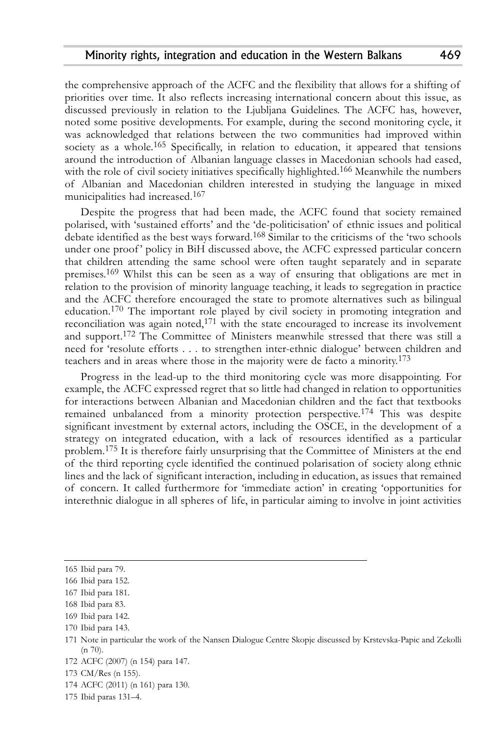the comprehensive approach of the ACFC and the flexibility that allows for a shifting of priorities over time. It also reflects increasing international concern about this issue, as discussed previously in relation to the Ljubljana Guidelines. The ACFC has, however, noted some positive developments. For example, during the second monitoring cycle, it was acknowledged that relations between the two communities had improved within society as a whole.[165] Specifically, in relation to education, it appeared that tensions around the introduction of Albanian language classes in Macedonian schools had eased, with the role of civil society initiatives specifically highlighted.[166] Meanwhile the numbers of Albanian and Macedonian children interested in studying the language in mixed municipalities had increased.[167]

Despite the progress that had been made, the ACFC found that society remained polarised, with 'sustained efforts' and the 'de-politicisation' of ethnic issues and political debate identified as the best ways forward.[168] Similar to the criticisms of the 'two schools under one proof' policy in BiH discussed above, the ACFC expressed particular concern that children attending the same school were often taught separately and in separate premises.[169] Whilst this can be seen as a way of ensuring that obligations are met in relation to the provision of minority language teaching, it leads to segregation in practice and the ACFC therefore encouraged the state to promote alternatives such as bilingual education.[170] The important role played by civil society in promoting integration and reconciliation was again noted,[171] with the state encouraged to increase its involvement and support.[172] The Committee of Ministers meanwhile stressed that there was still a need for 'resolute efforts . . . to strengthen inter-ethnic dialogue' between children and teachers and in areas where those in the majority were de facto a minority.[173]

Progress in the lead-up to the third monitoring cycle was more disappointing. For example, the ACFC expressed regret that so little had changed in relation to opportunities for interactions between Albanian and Macedonian children and the fact that textbooks remained unbalanced from a minority protection perspective.[174] This was despite significant investment by external actors, including the OSCE, in the development of a strategy on integrated education, with a lack of resources identified as a particular problem.[175] It is therefore fairly unsurprising that the Committee of Ministers at the end of the third reporting cycle identified the continued polarisation of society along ethnic lines and the lack of significant interaction, including in education, as issues that remained of concern. It called furthermore for 'immediate action' in creating 'opportunities for interethnic dialogue in all spheres of life, in particular aiming to involve in joint activities

---

165 Ibid para 79.

166 Ibid para 152.

167 Ibid para 181.

168 Ibid para 83.

169 Ibid para 142.

170 Ibid para 143.

171 Note in particular the work of the Nansen Dialogue Centre Skopje discussed by Krstevska-Papic and Zekolli (n 70).

172 ACFC (2007) (n 154) para 147.

173 CM/Res (n 155).

174 ACFC (2011) (n 161) para 130.

175 Ibid paras 131–4.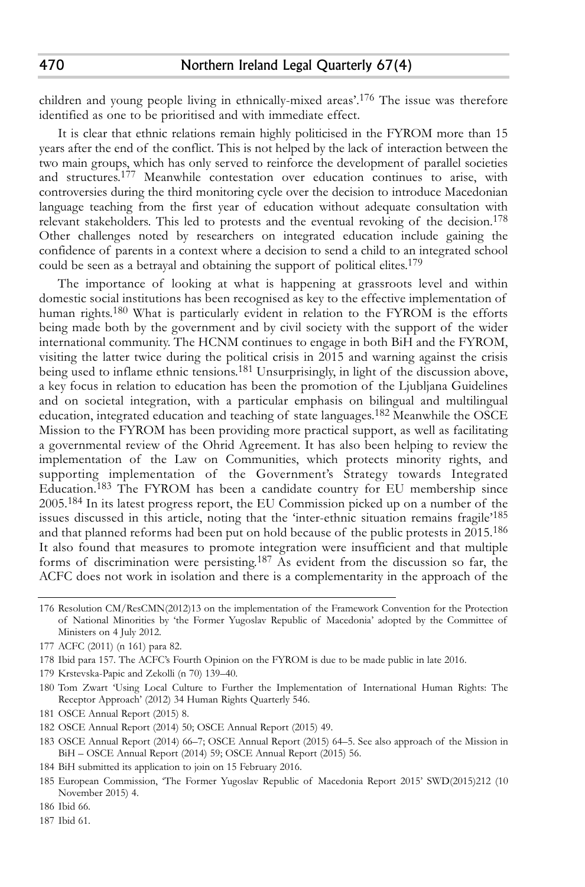children and young people living in ethnically-mixed areas'.[176] The issue was therefore identified as one to be prioritised and with immediate effect.

It is clear that ethnic relations remain highly politicised in the FYROM more than 15 years after the end of the conflict. This is not helped by the lack of interaction between the two main groups, which has only served to reinforce the development of parallel societies and structures.[177] Meanwhile contestation over education continues to arise, with controversies during the third monitoring cycle over the decision to introduce Macedonian language teaching from the first year of education without adequate consultation with relevant stakeholders. This led to protests and the eventual revoking of the decision.[178] Other challenges noted by researchers on integrated education include gaining the confidence of parents in a context where a decision to send a child to an integrated school could be seen as a betrayal and obtaining the support of political elites.[179]

The importance of looking at what is happening at grassroots level and within domestic social institutions has been recognised as key to the effective implementation of human rights.[180] What is particularly evident in relation to the FYROM is the efforts being made both by the government and by civil society with the support of the wider international community. The HCNM continues to engage in both BiH and the FYROM, visiting the latter twice during the political crisis in 2015 and warning against the crisis being used to inflame ethnic tensions.[181] Unsurprisingly, in light of the discussion above, a key focus in relation to education has been the promotion of the Ljubljana Guidelines and on societal integration, with a particular emphasis on bilingual and multilingual education, integrated education and teaching of state languages.[182] Meanwhile the OSCE Mission to the FYROM has been providing more practical support, as well as facilitating a governmental review of the Ohrid Agreement. It has also been helping to review the implementation of the Law on Communities, which protects minority rights, and supporting implementation of the Government's Strategy towards Integrated Education.[183] The FYROM has been a candidate country for EU membership since 2005.[184] In its latest progress report, the EU Commission picked up on a number of the issues discussed in this article, noting that the 'inter-ethnic situation remains fragile'[185] and that planned reforms had been put on hold because of the public protests in 2015.[186] It also found that measures to promote integration were insufficient and that multiple forms of discrimination were persisting.[187] As evident from the discussion so far, the ACFC does not work in isolation and there is a complementarity in the approach of the

---

176 Resolution CM/ResCMN(2012)13 on the implementation of the Framework Convention for the Protection of National Minorities by 'the Former Yugoslav Republic of Macedonia' adopted by the Committee of Ministers on 4 July 2012.

177 ACFC (2011) (n 161) para 82.

178 Ibid para 157. The ACFC's Fourth Opinion on the FYROM is due to be made public in late 2016.

179 Krstevska-Papic and Zekolli (n 70) 139–40.

180 Tom Zwart 'Using Local Culture to Further the Implementation of International Human Rights: The Receptor Approach' (2012) 34 Human Rights Quarterly 546.

181 OSCE Annual Report (2015) 8.

182 OSCE Annual Report (2014) 50; OSCE Annual Report (2015) 49.

183 OSCE Annual Report (2014) 66–7; OSCE Annual Report (2015) 64–5. See also approach of the Mission in BiH – OSCE Annual Report (2014) 59; OSCE Annual Report (2015) 56.

184 BiH submitted its application to join on 15 February 2016.

185 European Commission, 'The Former Yugoslav Republic of Macedonia Report 2015' SWD(2015)212 (10 November 2015) 4.

186 Ibid 66.

187 Ibid 61.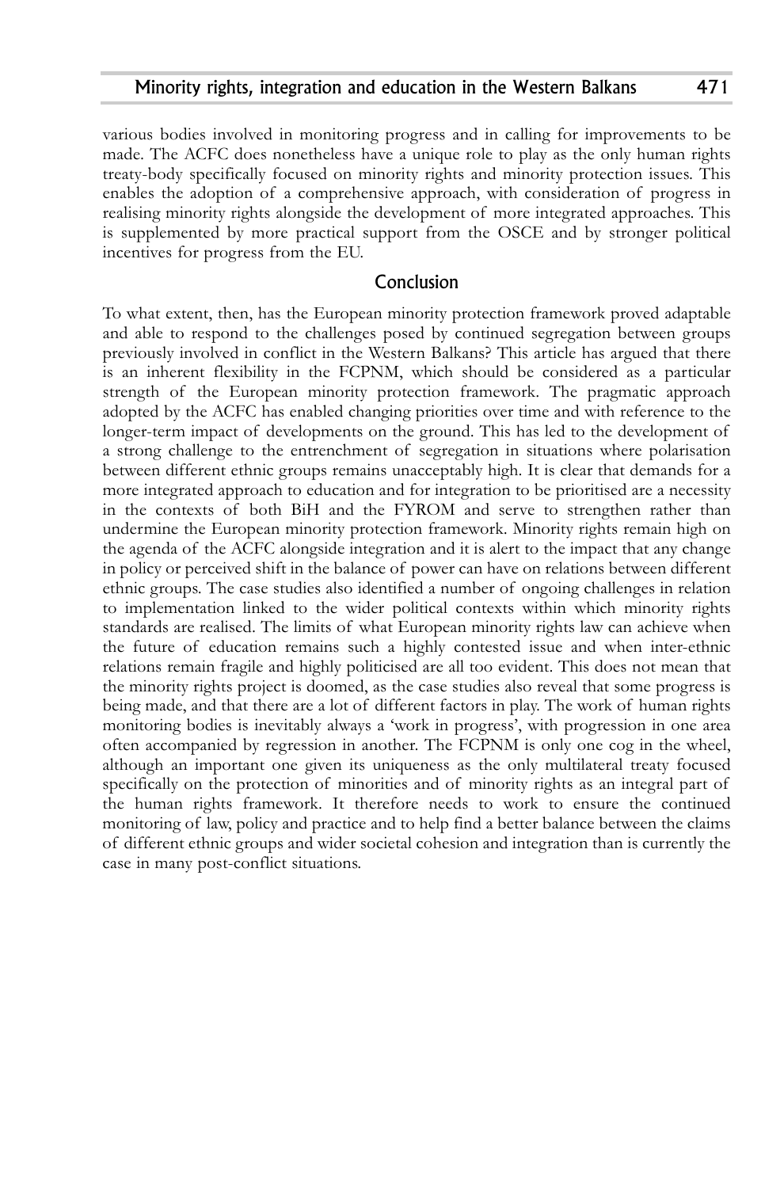various bodies involved in monitoring progress and in calling for improvements to be made. The ACFC does nonetheless have a unique role to play as the only human rights treaty-body specifically focused on minority rights and minority protection issues. This enables the adoption of a comprehensive approach, with consideration of progress in realising minority rights alongside the development of more integrated approaches. This is supplemented by more practical support from the OSCE and by stronger political incentives for progress from the EU.

## Conclusion

To what extent, then, has the European minority protection framework proved adaptable and able to respond to the challenges posed by continued segregation between groups previously involved in conflict in the Western Balkans? This article has argued that there is an inherent flexibility in the FCPNM, which should be considered as a particular strength of the European minority protection framework. The pragmatic approach adopted by the ACFC has enabled changing priorities over time and with reference to the longer-term impact of developments on the ground. This has led to the development of a strong challenge to the entrenchment of segregation in situations where polarisation between different ethnic groups remains unacceptably high. It is clear that demands for a more integrated approach to education and for integration to be prioritised are a necessity in the contexts of both BiH and the FYROM and serve to strengthen rather than undermine the European minority protection framework. Minority rights remain high on the agenda of the ACFC alongside integration and it is alert to the impact that any change in policy or perceived shift in the balance of power can have on relations between different ethnic groups. The case studies also identified a number of ongoing challenges in relation to implementation linked to the wider political contexts within which minority rights standards are realised. The limits of what European minority rights law can achieve when the future of education remains such a highly contested issue and when inter-ethnic relations remain fragile and highly politicised are all too evident. This does not mean that the minority rights project is doomed, as the case studies also reveal that some progress is being made, and that there are a lot of different factors in play. The work of human rights monitoring bodies is inevitably always a 'work in progress', with progression in one area often accompanied by regression in another. The FCPNM is only one cog in the wheel, although an important one given its uniqueness as the only multilateral treaty focused specifically on the protection of minorities and of minority rights as an integral part of the human rights framework. It therefore needs to work to ensure the continued monitoring of law, policy and practice and to help find a better balance between the claims of different ethnic groups and wider societal cohesion and integration than is currently the case in many post-conflict situations.